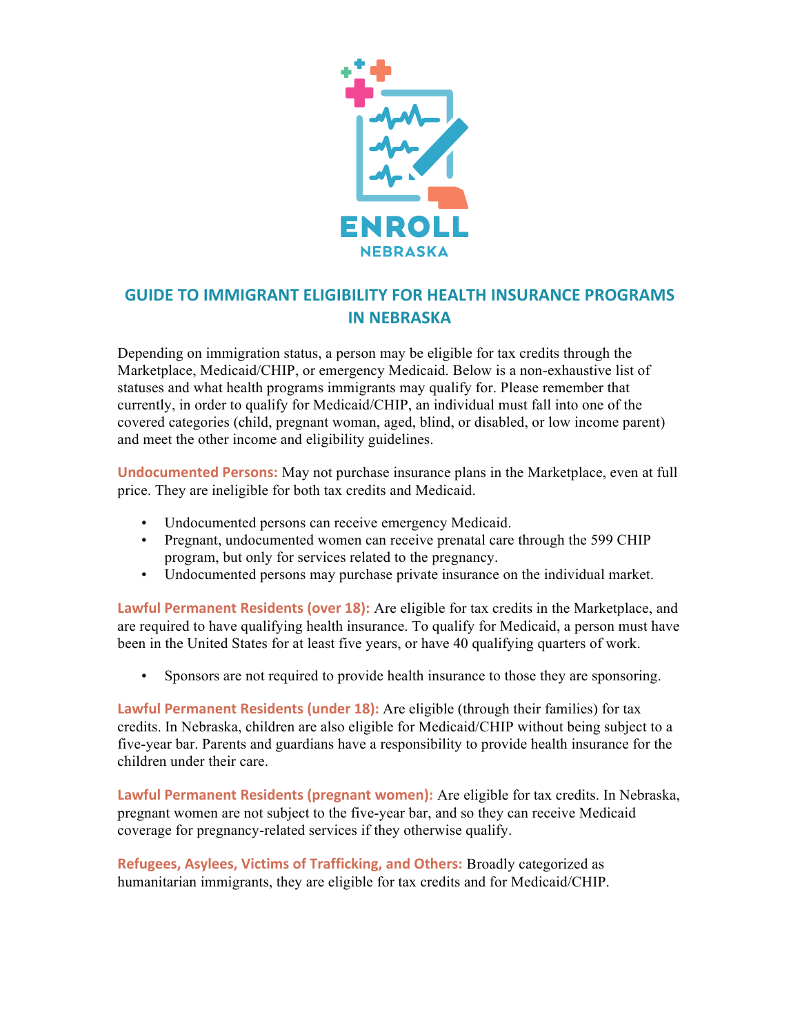# GUIDE TO IMMIGRANT ELIGIBILITY FOR HEALTH INSURANCE PROGRAMS IN NEBRASKA

Depending on immigration status, a person may be eligible for tax credits through the Marketplace, Medicaid/CHIP, or emergency Medicaid. Below is a non-exhaustive list of statuses and what health programs immigrants may qualify for. Please remember that currently, in order to qualify for Medicaid/CHIP, an individual must fall into one of the covered categories (child, pregnant woman, aged, blind, or disabled, or low income parent) and meet the other income and eligibility guidelines.

**Undocumented Persons:** May not purchase insurance plans in the Marketplace, even at full price. They are ineligible for both tax credits and Medicaid.

- Undocumented persons can receive emergency Medicaid.
- Pregnant, undocumented women can receive prenatal care through the 599 CHIP program, but only for services related to the pregnancy.
- Undocumented persons may purchase private insurance on the individual market.

**Lawful Permanent Residents (over 18):** Are eligible for tax credits in the Marketplace, and are required to have qualifying health insurance. To qualify for Medicaid, a person must have been in the United States for at least five years, or have 40 qualifying quarters of work.

- Sponsors are not required to provide health insurance to those they are sponsoring.

**Lawful Permanent Residents (under 18):** Are eligible (through their families) for tax credits. In Nebraska, children are also eligible for Medicaid/CHIP without being subject to a five-year bar. Parents and guardians have a responsibility to provide health insurance for the children under their care.

**Lawful Permanent Residents (pregnant women):** Are eligible for tax credits. In Nebraska, pregnant women are not subject to the five-year bar, and so they can receive Medicaid coverage for pregnancy-related services if they otherwise qualify.

**Refugees, Asylees, Victims of Trafficking, and Others:** Broadly categorized as humanitarian immigrants, they are eligible for tax credits and for Medicaid/CHIP.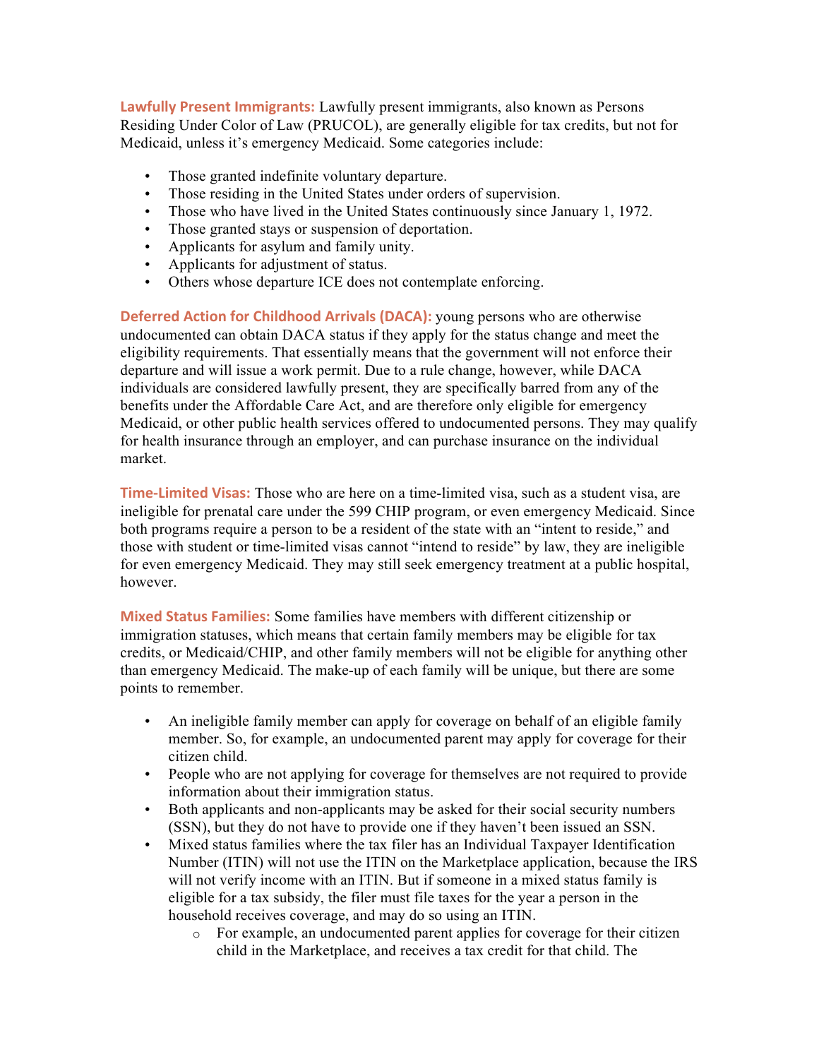**Lawfully Present Immigrants:** Lawfully present immigrants, also known as Persons Residing Under Color of Law (PRUCOL), are generally eligible for tax credits, but not for Medicaid, unless it's emergency Medicaid. Some categories include:

- Those granted indefinite voluntary departure.
- Those residing in the United States under orders of supervision.
- Those who have lived in the United States continuously since January 1, 1972.
- Those granted stays or suspension of deportation.
- Applicants for asylum and family unity.
- Applicants for adjustment of status.
- Others whose departure ICE does not contemplate enforcing.

**Deferred Action for Childhood Arrivals (DACA):** young persons who are otherwise undocumented can obtain DACA status if they apply for the status change and meet the eligibility requirements. That essentially means that the government will not enforce their departure and will issue a work permit. Due to a rule change, however, while DACA individuals are considered lawfully present, they are specifically barred from any of the benefits under the Affordable Care Act, and are therefore only eligible for emergency Medicaid, or other public health services offered to undocumented persons. They may qualify for health insurance through an employer, and can purchase insurance on the individual market.

**Time-Limited Visas:** Those who are here on a time-limited visa, such as a student visa, are ineligible for prenatal care under the 599 CHIP program, or even emergency Medicaid. Since both programs require a person to be a resident of the state with an "intent to reside," and those with student or time-limited visas cannot "intend to reside" by law, they are ineligible for even emergency Medicaid. They may still seek emergency treatment at a public hospital, however.

**Mixed Status Families:** Some families have members with different citizenship or immigration statuses, which means that certain family members may be eligible for tax credits, or Medicaid/CHIP, and other family members will not be eligible for anything other than emergency Medicaid. The make-up of each family will be unique, but there are some points to remember.

- An ineligible family member can apply for coverage on behalf of an eligible family member. So, for example, an undocumented parent may apply for coverage for their citizen child.
- People who are not applying for coverage for themselves are not required to provide information about their immigration status.
- Both applicants and non-applicants may be asked for their social security numbers (SSN), but they do not have to provide one if they haven't been issued an SSN.
- Mixed status families where the tax filer has an Individual Taxpayer Identification Number (ITIN) will not use the ITIN on the Marketplace application, because the IRS will not verify income with an ITIN. But if someone in a mixed status family is eligible for a tax subsidy, the filer must file taxes for the year a person in the household receives coverage, and may do so using an ITIN.
  - For example, an undocumented parent applies for coverage for their citizen child in the Marketplace, and receives a tax credit for that child. The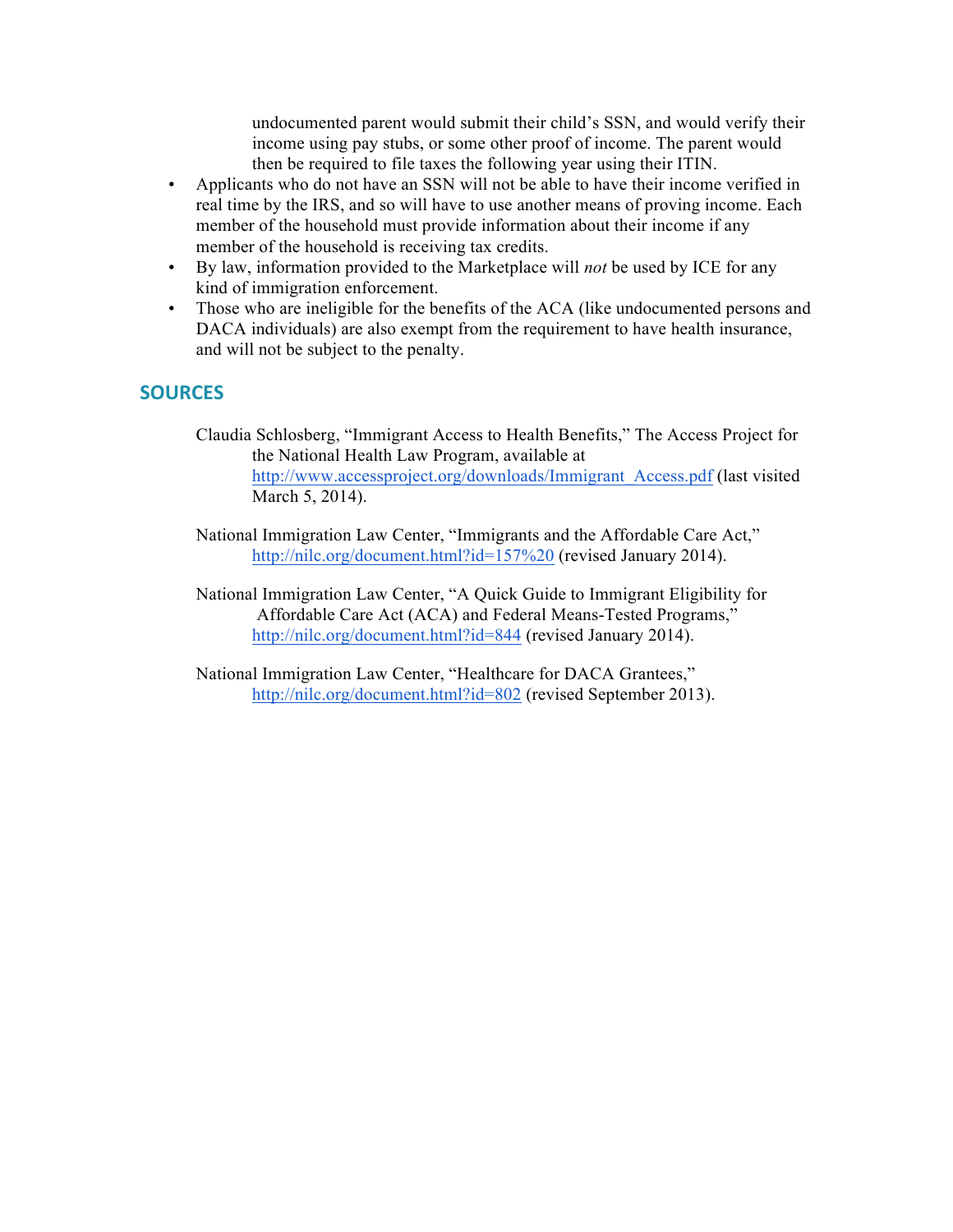undocumented parent would submit their child's SSN, and would verify their income using pay stubs, or some other proof of income. The parent would then be required to file taxes the following year using their ITIN.

- Applicants who do not have an SSN will not be able to have their income verified in real time by the IRS, and so will have to use another means of proving income. Each member of the household must provide information about their income if any member of the household is receiving tax credits.
- By law, information provided to the Marketplace will *not* be used by ICE for any kind of immigration enforcement.
- Those who are ineligible for the benefits of the ACA (like undocumented persons and DACA individuals) are also exempt from the requirement to have health insurance, and will not be subject to the penalty.

## SOURCES

Claudia Schlosberg, "Immigrant Access to Health Benefits," The Access Project for the National Health Law Program, available at http://www.accessproject.org/downloads/Immigrant_Access.pdf (last visited March 5, 2014).

National Immigration Law Center, "Immigrants and the Affordable Care Act," http://nilc.org/document.html?id=157%20 (revised January 2014).

National Immigration Law Center, "A Quick Guide to Immigrant Eligibility for Affordable Care Act (ACA) and Federal Means-Tested Programs," http://nilc.org/document.html?id=844 (revised January 2014).

National Immigration Law Center, "Healthcare for DACA Grantees," http://nilc.org/document.html?id=802 (revised September 2013).